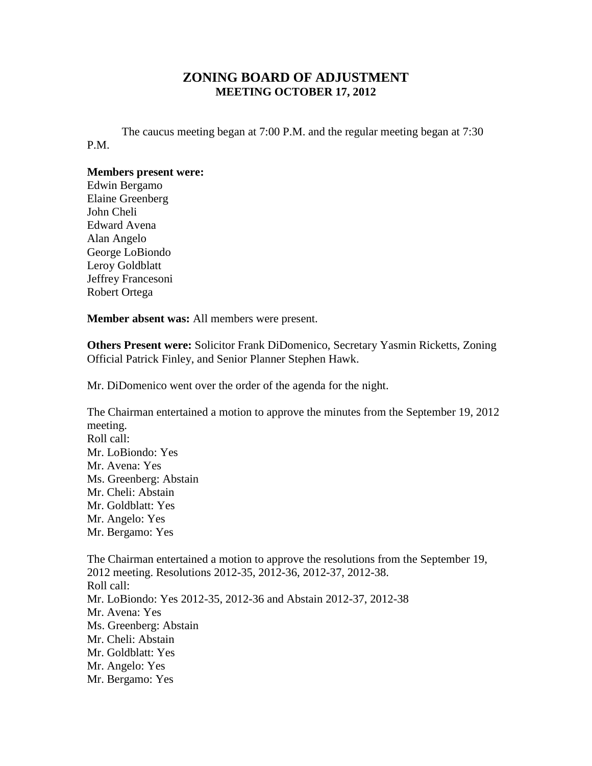# ZONING BOARD OF ADJUSTMENT
## MEETING OCTOBER 17, 2012

The caucus meeting began at 7:00 P.M. and the regular meeting began at 7:30 P.M.

**Members present were:**
Edwin Bergamo
Elaine Greenberg
John Cheli
Edward Avena
Alan Angelo
George LoBiondo
Leroy Goldblatt
Jeffrey Francesoni
Robert Ortega

**Member absent was:** All members were present.

**Others Present were:** Solicitor Frank DiDomenico, Secretary Yasmin Ricketts, Zoning Official Patrick Finley, and Senior Planner Stephen Hawk.

Mr. DiDomenico went over the order of the agenda for the night.

The Chairman entertained a motion to approve the minutes from the September 19, 2012 meeting.
Roll call:
Mr. LoBiondo: Yes
Mr. Avena: Yes
Ms. Greenberg: Abstain
Mr. Cheli: Abstain
Mr. Goldblatt: Yes
Mr. Angelo: Yes
Mr. Bergamo: Yes

The Chairman entertained a motion to approve the resolutions from the September 19, 2012 meeting. Resolutions 2012-35, 2012-36, 2012-37, 2012-38.
Roll call:
Mr. LoBiondo: Yes 2012-35, 2012-36 and Abstain 2012-37, 2012-38
Mr. Avena: Yes
Ms. Greenberg: Abstain
Mr. Cheli: Abstain
Mr. Goldblatt: Yes
Mr. Angelo: Yes
Mr. Bergamo: Yes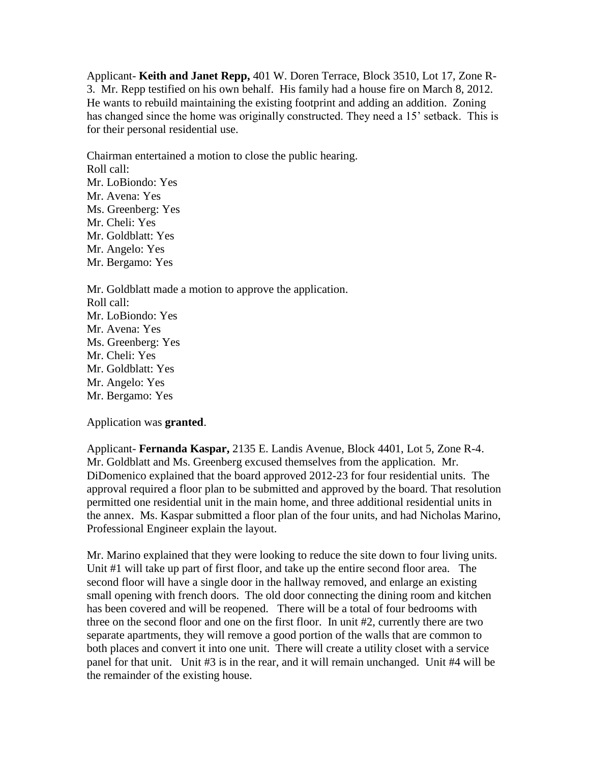Applicant- **Keith and Janet Repp,** 401 W. Doren Terrace, Block 3510, Lot 17, Zone R-3. Mr. Repp testified on his own behalf. His family had a house fire on March 8, 2012. He wants to rebuild maintaining the existing footprint and adding an addition. Zoning has changed since the home was originally constructed. They need a 15' setback. This is for their personal residential use.

Chairman entertained a motion to close the public hearing.
Roll call:
Mr. LoBiondo: Yes
Mr. Avena: Yes
Ms. Greenberg: Yes
Mr. Cheli: Yes
Mr. Goldblatt: Yes
Mr. Angelo: Yes
Mr. Bergamo: Yes

Mr. Goldblatt made a motion to approve the application.
Roll call:
Mr. LoBiondo: Yes
Mr. Avena: Yes
Ms. Greenberg: Yes
Mr. Cheli: Yes
Mr. Goldblatt: Yes
Mr. Angelo: Yes
Mr. Bergamo: Yes

Application was **granted**.

Applicant- **Fernanda Kaspar,** 2135 E. Landis Avenue, Block 4401, Lot 5, Zone R-4. Mr. Goldblatt and Ms. Greenberg excused themselves from the application. Mr. DiDomenico explained that the board approved 2012-23 for four residential units. The approval required a floor plan to be submitted and approved by the board. That resolution permitted one residential unit in the main home, and three additional residential units in the annex. Ms. Kaspar submitted a floor plan of the four units, and had Nicholas Marino, Professional Engineer explain the layout.

Mr. Marino explained that they were looking to reduce the site down to four living units. Unit #1 will take up part of first floor, and take up the entire second floor area. The second floor will have a single door in the hallway removed, and enlarge an existing small opening with french doors. The old door connecting the dining room and kitchen has been covered and will be reopened. There will be a total of four bedrooms with three on the second floor and one on the first floor. In unit #2, currently there are two separate apartments, they will remove a good portion of the walls that are common to both places and convert it into one unit. There will create a utility closet with a service panel for that unit. Unit #3 is in the rear, and it will remain unchanged. Unit #4 will be the remainder of the existing house.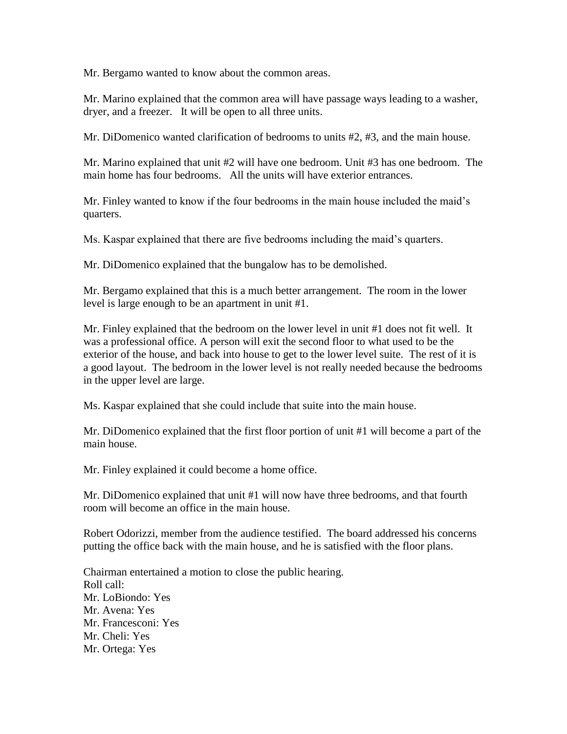Mr. Bergamo wanted to know about the common areas.

Mr. Marino explained that the common area will have passage ways leading to a washer, dryer, and a freezer. It will be open to all three units.

Mr. DiDomenico wanted clarification of bedrooms to units #2, #3, and the main house.

Mr. Marino explained that unit #2 will have one bedroom. Unit #3 has one bedroom. The main home has four bedrooms. All the units will have exterior entrances.

Mr. Finley wanted to know if the four bedrooms in the main house included the maid's quarters.

Ms. Kaspar explained that there are five bedrooms including the maid's quarters.

Mr. DiDomenico explained that the bungalow has to be demolished.

Mr. Bergamo explained that this is a much better arrangement. The room in the lower level is large enough to be an apartment in unit #1.

Mr. Finley explained that the bedroom on the lower level in unit #1 does not fit well. It was a professional office. A person will exit the second floor to what used to be the exterior of the house, and back into house to get to the lower level suite. The rest of it is a good layout. The bedroom in the lower level is not really needed because the bedrooms in the upper level are large.

Ms. Kaspar explained that she could include that suite into the main house.

Mr. DiDomenico explained that the first floor portion of unit #1 will become a part of the main house.

Mr. Finley explained it could become a home office.

Mr. DiDomenico explained that unit #1 will now have three bedrooms, and that fourth room will become an office in the main house.

Robert Odorizzi, member from the audience testified. The board addressed his concerns putting the office back with the main house, and he is satisfied with the floor plans.

Chairman entertained a motion to close the public hearing.
Roll call:
Mr. LoBiondo: Yes
Mr. Avena: Yes
Mr. Francesconi: Yes
Mr. Cheli: Yes
Mr. Ortega: Yes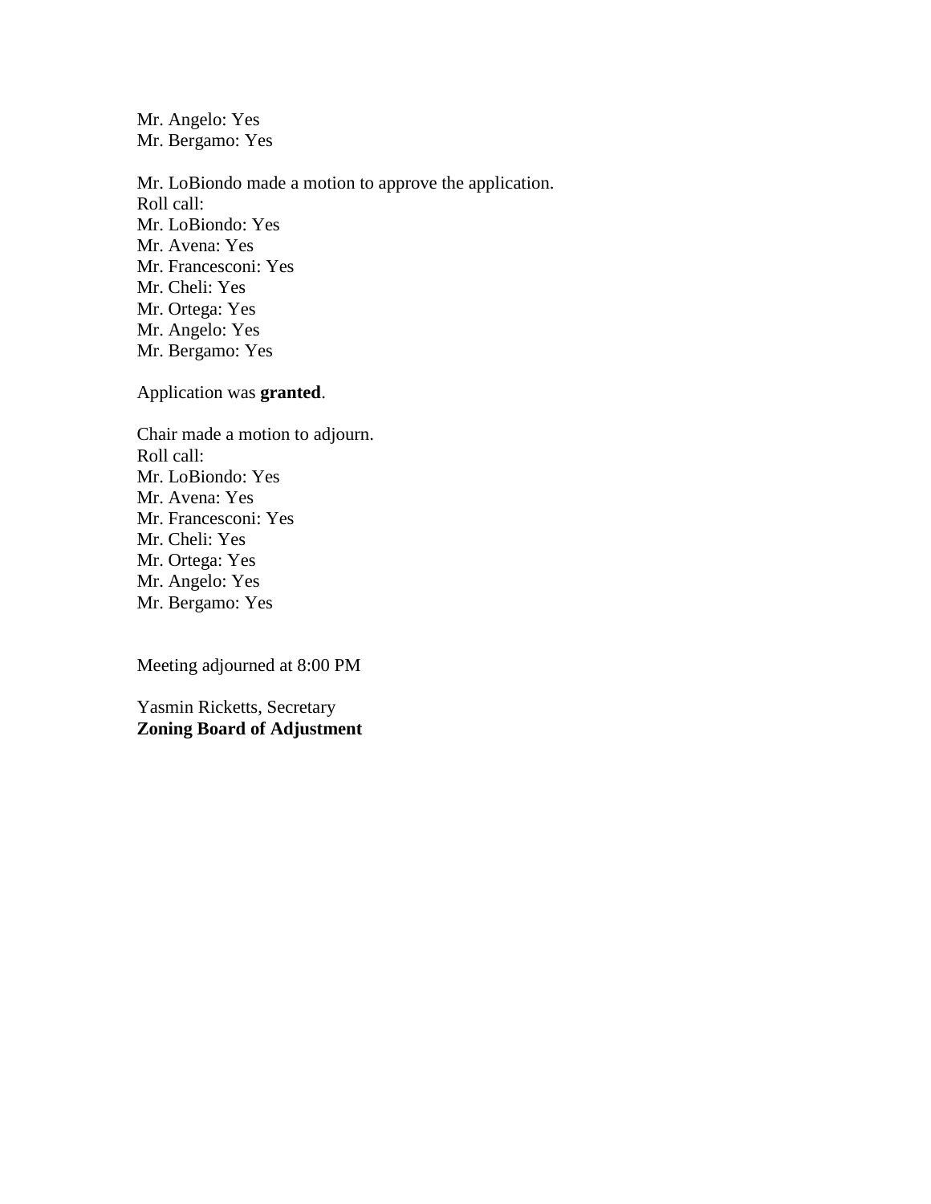Mr. Angelo: Yes
Mr. Bergamo: Yes

Mr. LoBiondo made a motion to approve the application.
Roll call:
Mr. LoBiondo: Yes
Mr. Avena: Yes
Mr. Francesconi: Yes
Mr. Cheli: Yes
Mr. Ortega: Yes
Mr. Angelo: Yes
Mr. Bergamo: Yes

Application was **granted**.

Chair made a motion to adjourn.
Roll call:
Mr. LoBiondo: Yes
Mr. Avena: Yes
Mr. Francesconi: Yes
Mr. Cheli: Yes
Mr. Ortega: Yes
Mr. Angelo: Yes
Mr. Bergamo: Yes

Meeting adjourned at 8:00 PM

Yasmin Ricketts, Secretary
**Zoning Board of Adjustment**